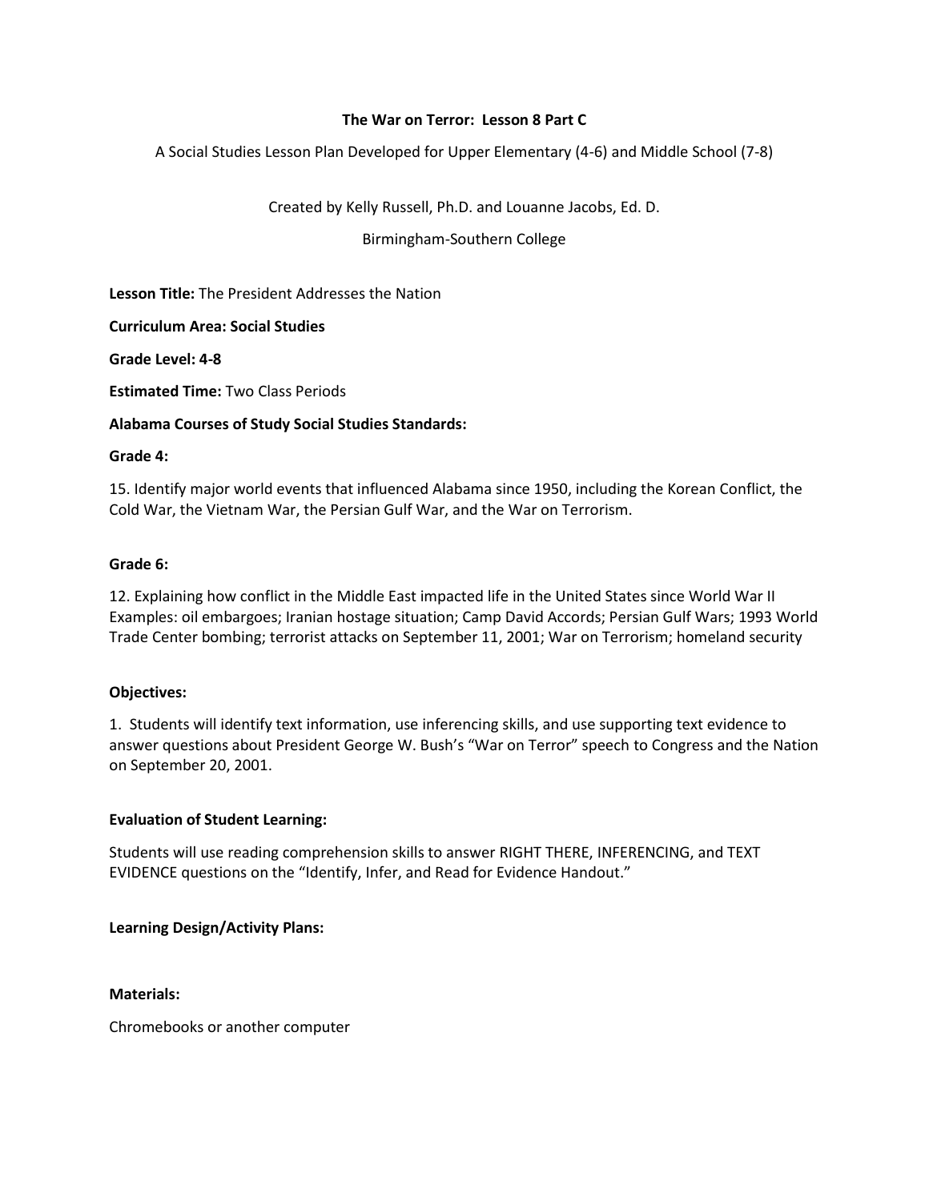**The War on Terror: Lesson 8 Part C**

A Social Studies Lesson Plan Developed for Upper Elementary (4-6) and Middle School (7-8)

Created by Kelly Russell, Ph.D. and Louanne Jacobs, Ed. D.

Birmingham-Southern College

**Lesson Title:** The President Addresses the Nation

**Curriculum Area: Social Studies**

**Grade Level: 4-8**

**Estimated Time:** Two Class Periods

**Alabama Courses of Study Social Studies Standards:**

**Grade 4:**

15. Identify major world events that influenced Alabama since 1950, including the Korean Conflict, the Cold War, the Vietnam War, the Persian Gulf War, and the War on Terrorism.

**Grade 6:**

12. Explaining how conflict in the Middle East impacted life in the United States since World War II Examples: oil embargoes; Iranian hostage situation; Camp David Accords; Persian Gulf Wars; 1993 World Trade Center bombing; terrorist attacks on September 11, 2001; War on Terrorism; homeland security

**Objectives:**

1. Students will identify text information, use inferencing skills, and use supporting text evidence to answer questions about President George W. Bush's "War on Terror" speech to Congress and the Nation on September 20, 2001.

**Evaluation of Student Learning:**

Students will use reading comprehension skills to answer RIGHT THERE, INFERENCING, and TEXT EVIDENCE questions on the "Identify, Infer, and Read for Evidence Handout."

**Learning Design/Activity Plans:**

**Materials:**

Chromebooks or another computer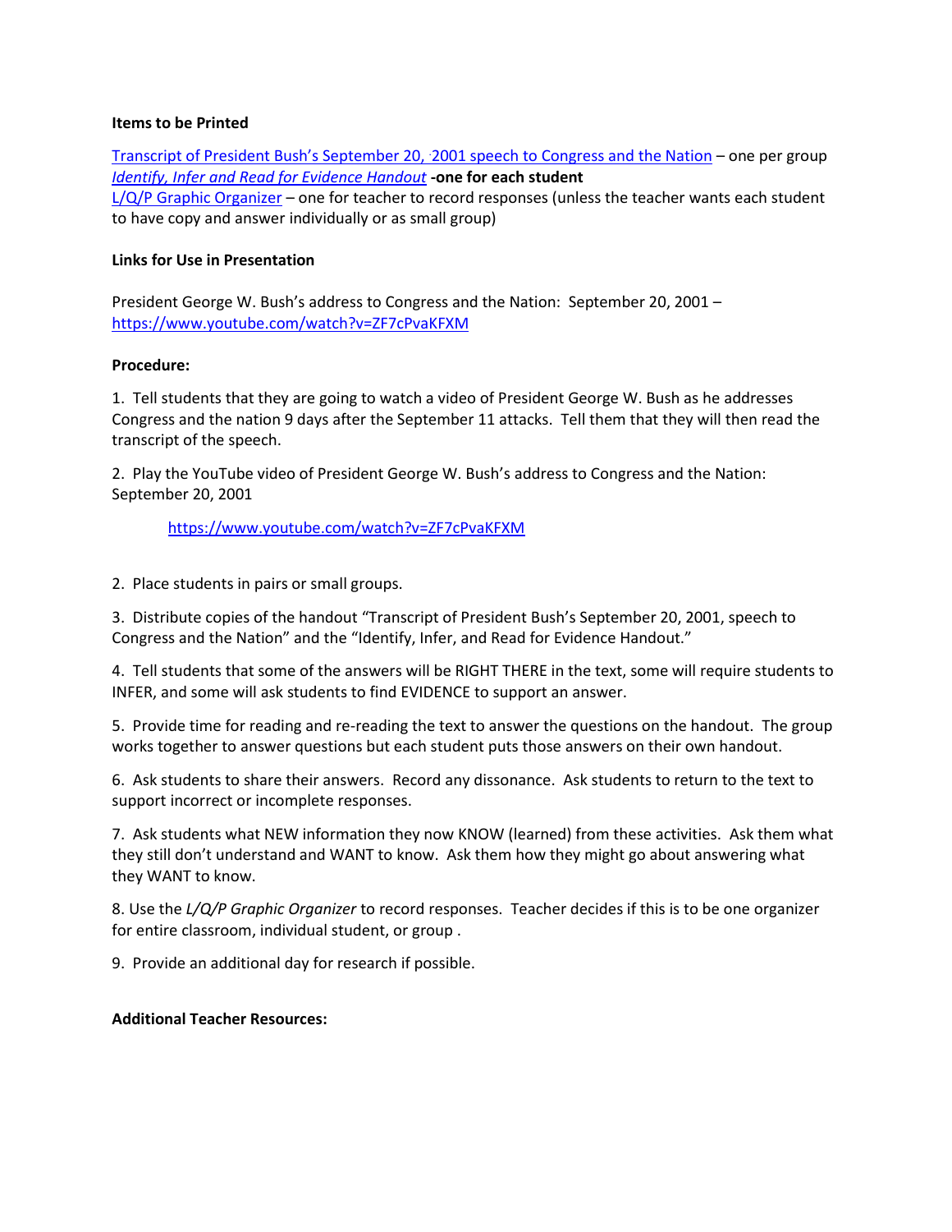**Items to be Printed**

[Transcript of President Bush's September 20, 2001 speech to Congress and the Nation](#) – one per group
[*Identify, Infer and Read for Evidence Handout*](#) **-one for each student**
[L/Q/P Graphic Organizer](#) – one for teacher to record responses (unless the teacher wants each student to have copy and answer individually or as small group)

**Links for Use in Presentation**

President George W. Bush's address to Congress and the Nation: September 20, 2001 – https://www.youtube.com/watch?v=ZF7cPvaKFXM

**Procedure:**

1. Tell students that they are going to watch a video of President George W. Bush as he addresses Congress and the nation 9 days after the September 11 attacks. Tell them that they will then read the transcript of the speech.

2. Play the YouTube video of President George W. Bush's address to Congress and the Nation: September 20, 2001

   https://www.youtube.com/watch?v=ZF7cPvaKFXM

2. Place students in pairs or small groups.

3. Distribute copies of the handout "Transcript of President Bush's September 20, 2001, speech to Congress and the Nation" and the "Identify, Infer, and Read for Evidence Handout."

4. Tell students that some of the answers will be RIGHT THERE in the text, some will require students to INFER, and some will ask students to find EVIDENCE to support an answer.

5. Provide time for reading and re-reading the text to answer the questions on the handout. The group works together to answer questions but each student puts those answers on their own handout.

6. Ask students to share their answers. Record any dissonance. Ask students to return to the text to support incorrect or incomplete responses.

7. Ask students what NEW information they now KNOW (learned) from these activities. Ask them what they still don't understand and WANT to know. Ask them how they might go about answering what they WANT to know.

8. Use the *L/Q/P Graphic Organizer* to record responses. Teacher decides if this is to be one organizer for entire classroom, individual student, or group .

9. Provide an additional day for research if possible.

**Additional Teacher Resources:**